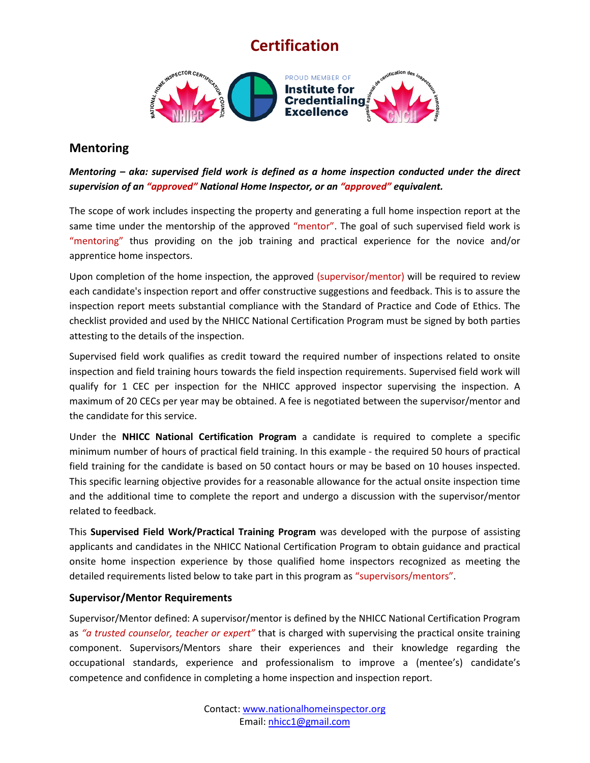# Certification

## Mentoring

***Mentoring – aka: supervised field work is defined as a home inspection conducted under the direct supervision of an "approved" National Home Inspector, or an "approved" equivalent.***

The scope of work includes inspecting the property and generating a full home inspection report at the same time under the mentorship of the approved "mentor". The goal of such supervised field work is "mentoring" thus providing on the job training and practical experience for the novice and/or apprentice home inspectors.

Upon completion of the home inspection, the approved (supervisor/mentor) will be required to review each candidate's inspection report and offer constructive suggestions and feedback. This is to assure the inspection report meets substantial compliance with the Standard of Practice and Code of Ethics. The checklist provided and used by the NHICC National Certification Program must be signed by both parties attesting to the details of the inspection.

Supervised field work qualifies as credit toward the required number of inspections related to onsite inspection and field training hours towards the field inspection requirements. Supervised field work will qualify for 1 CEC per inspection for the NHICC approved inspector supervising the inspection. A maximum of 20 CECs per year may be obtained. A fee is negotiated between the supervisor/mentor and the candidate for this service.

Under the **NHICC National Certification Program** a candidate is required to complete a specific minimum number of hours of practical field training. In this example - the required 50 hours of practical field training for the candidate is based on 50 contact hours or may be based on 10 houses inspected. This specific learning objective provides for a reasonable allowance for the actual onsite inspection time and the additional time to complete the report and undergo a discussion with the supervisor/mentor related to feedback.

This **Supervised Field Work/Practical Training Program** was developed with the purpose of assisting applicants and candidates in the NHICC National Certification Program to obtain guidance and practical onsite home inspection experience by those qualified home inspectors recognized as meeting the detailed requirements listed below to take part in this program as "supervisors/mentors".

### Supervisor/Mentor Requirements

Supervisor/Mentor defined: A supervisor/mentor is defined by the NHICC National Certification Program as *"a trusted counselor, teacher or expert"* that is charged with supervising the practical onsite training component. Supervisors/Mentors share their experiences and their knowledge regarding the occupational standards, experience and professionalism to improve a (mentee's) candidate's competence and confidence in completing a home inspection and inspection report.

Contact: www.nationalhomeinspector.org
Email: nhicc1@gmail.com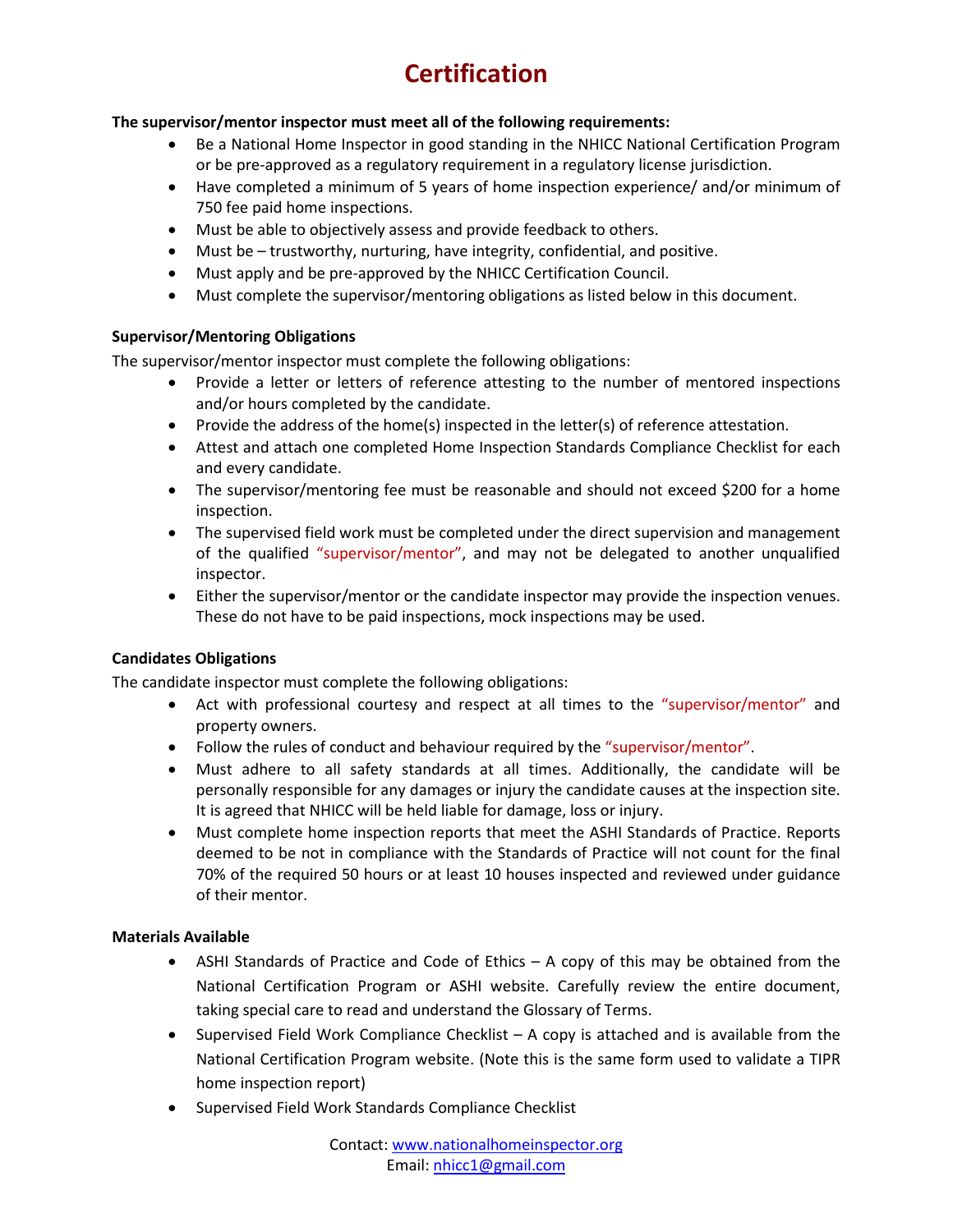# Certification

**The supervisor/mentor inspector must meet all of the following requirements:**

- Be a National Home Inspector in good standing in the NHICC National Certification Program or be pre-approved as a regulatory requirement in a regulatory license jurisdiction.
- Have completed a minimum of 5 years of home inspection experience/ and/or minimum of 750 fee paid home inspections.
- Must be able to objectively assess and provide feedback to others.
- Must be – trustworthy, nurturing, have integrity, confidential, and positive.
- Must apply and be pre-approved by the NHICC Certification Council.
- Must complete the supervisor/mentoring obligations as listed below in this document.

**Supervisor/Mentoring Obligations**

The supervisor/mentor inspector must complete the following obligations:

- Provide a letter or letters of reference attesting to the number of mentored inspections and/or hours completed by the candidate.
- Provide the address of the home(s) inspected in the letter(s) of reference attestation.
- Attest and attach one completed Home Inspection Standards Compliance Checklist for each and every candidate.
- The supervisor/mentoring fee must be reasonable and should not exceed $200 for a home inspection.
- The supervised field work must be completed under the direct supervision and management of the qualified "supervisor/mentor", and may not be delegated to another unqualified inspector.
- Either the supervisor/mentor or the candidate inspector may provide the inspection venues. These do not have to be paid inspections, mock inspections may be used.

**Candidates Obligations**

The candidate inspector must complete the following obligations:

- Act with professional courtesy and respect at all times to the "supervisor/mentor" and property owners.
- Follow the rules of conduct and behaviour required by the "supervisor/mentor".
- Must adhere to all safety standards at all times. Additionally, the candidate will be personally responsible for any damages or injury the candidate causes at the inspection site. It is agreed that NHICC will be held liable for damage, loss or injury.
- Must complete home inspection reports that meet the ASHI Standards of Practice. Reports deemed to be not in compliance with the Standards of Practice will not count for the final 70% of the required 50 hours or at least 10 houses inspected and reviewed under guidance of their mentor.

**Materials Available**

- ASHI Standards of Practice and Code of Ethics – A copy of this may be obtained from the National Certification Program or ASHI website. Carefully review the entire document, taking special care to read and understand the Glossary of Terms.
- Supervised Field Work Compliance Checklist – A copy is attached and is available from the National Certification Program website. (Note this is the same form used to validate a TIPR home inspection report)
- Supervised Field Work Standards Compliance Checklist

Contact: www.nationalhomeinspector.org
Email: nhicc1@gmail.com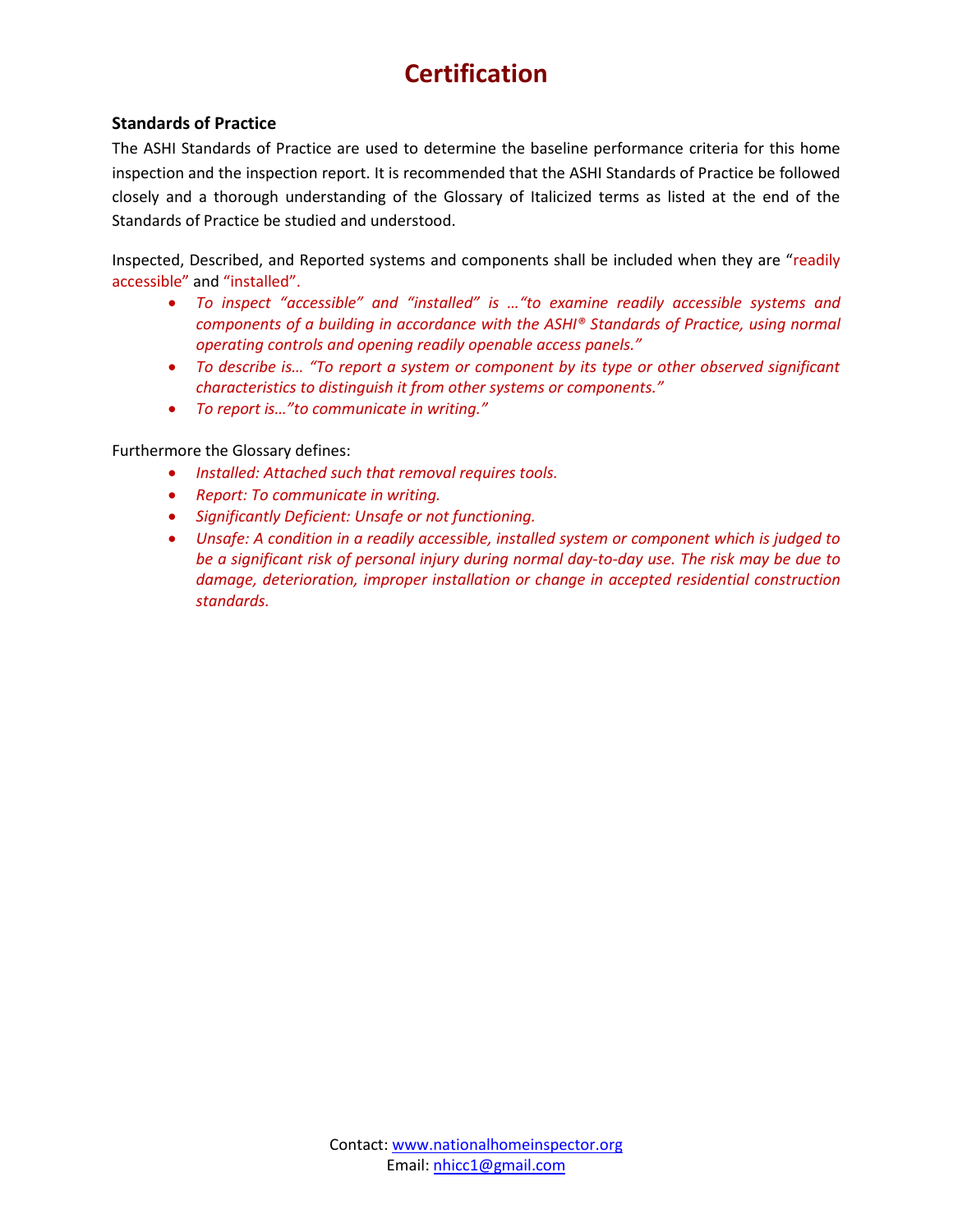# Certification

### Standards of Practice

The ASHI Standards of Practice are used to determine the baseline performance criteria for this home inspection and the inspection report. It is recommended that the ASHI Standards of Practice be followed closely and a thorough understanding of the Glossary of Italicized terms as listed at the end of the Standards of Practice be studied and understood.

Inspected, Described, and Reported systems and components shall be included when they are "readily accessible" and "installed".

- *To inspect "accessible" and "installed" is …"to examine readily accessible systems and components of a building in accordance with the ASHI® Standards of Practice, using normal operating controls and opening readily openable access panels."*
- *To describe is… "To report a system or component by its type or other observed significant characteristics to distinguish it from other systems or components."*
- *To report is…"to communicate in writing."*

Furthermore the Glossary defines:

- *Installed: Attached such that removal requires tools.*
- *Report: To communicate in writing.*
- *Significantly Deficient: Unsafe or not functioning.*
- *Unsafe: A condition in a readily accessible, installed system or component which is judged to be a significant risk of personal injury during normal day-to-day use. The risk may be due to damage, deterioration, improper installation or change in accepted residential construction standards.*

Contact: www.nationalhomeinspector.org
Email: nhicc1@gmail.com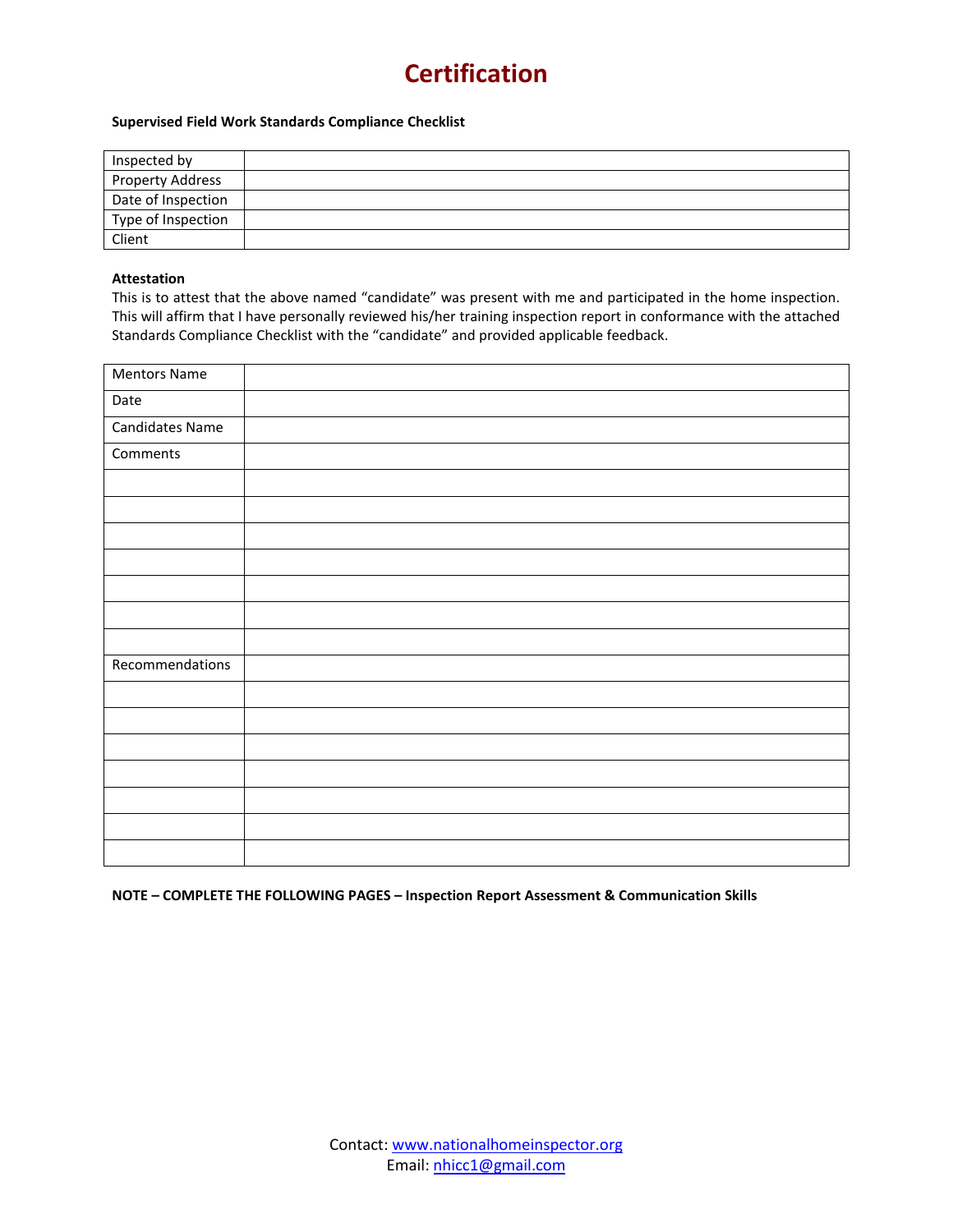# Certification

**Supervised Field Work Standards Compliance Checklist**

| | |
|---|---|
| Inspected by | |
| Property Address | |
| Date of Inspection | |
| Type of Inspection | |
| Client | |

**Attestation**

This is to attest that the above named "candidate" was present with me and participated in the home inspection. This will affirm that I have personally reviewed his/her training inspection report in conformance with the attached Standards Compliance Checklist with the "candidate" and provided applicable feedback.

| | |
|---|---|
| Mentors Name | |
| Date | |
| Candidates Name | |
| Comments | |
| | |
| | |
| | |
| | |
| | |
| | |
| | |
| Recommendations | |
| | |
| | |
| | |
| | |
| | |
| | |
| | |

**NOTE – COMPLETE THE FOLLOWING PAGES – Inspection Report Assessment & Communication Skills**

Contact: www.nationalhomeinspector.org
Email: nhicc1@gmail.com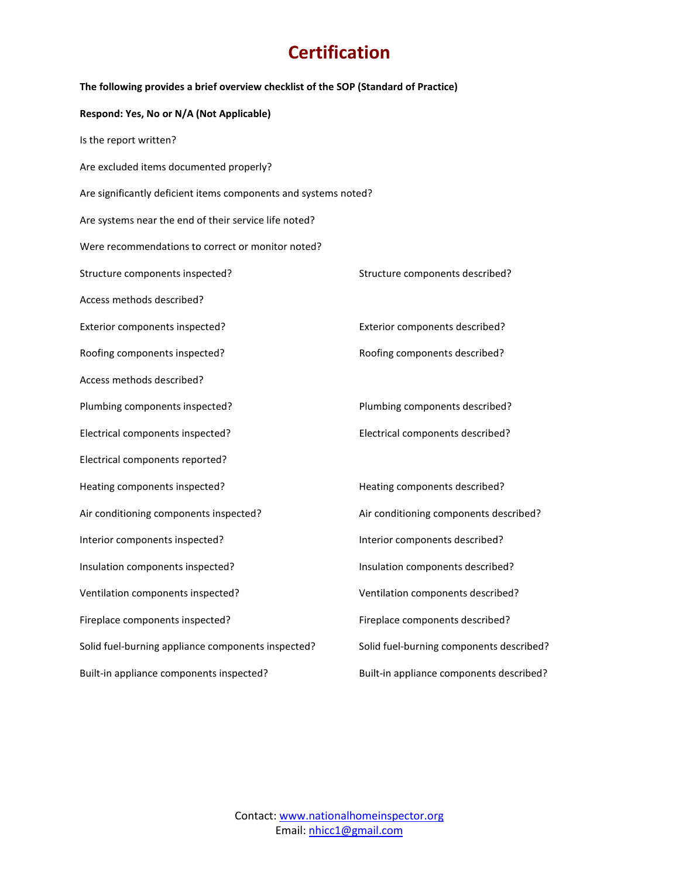# Certification

**The following provides a brief overview checklist of the SOP (Standard of Practice)**

**Respond: Yes, No or N/A (Not Applicable)**

Is the report written?

Are excluded items documented properly?

Are significantly deficient items components and systems noted?

Are systems near the end of their service life noted?

Were recommendations to correct or monitor noted?

Structure components inspected?

Structure components described?

Access methods described?

Exterior components inspected?

Exterior components described?

Roofing components inspected?

Roofing components described?

Access methods described?

Plumbing components inspected?

Plumbing components described?

Electrical components inspected?

Electrical components described?

Electrical components reported?

Heating components inspected?

Heating components described?

Air conditioning components inspected?

Air conditioning components described?

Interior components inspected?

Interior components described?

Insulation components inspected?

Insulation components described?

Ventilation components inspected?

Ventilation components described?

Fireplace components inspected?

Fireplace components described?

Solid fuel-burning appliance components inspected?

Solid fuel-burning components described?

Built-in appliance components inspected?

Built-in appliance components described?

Contact: www.nationalhomeinspector.org
Email: nhicc1@gmail.com